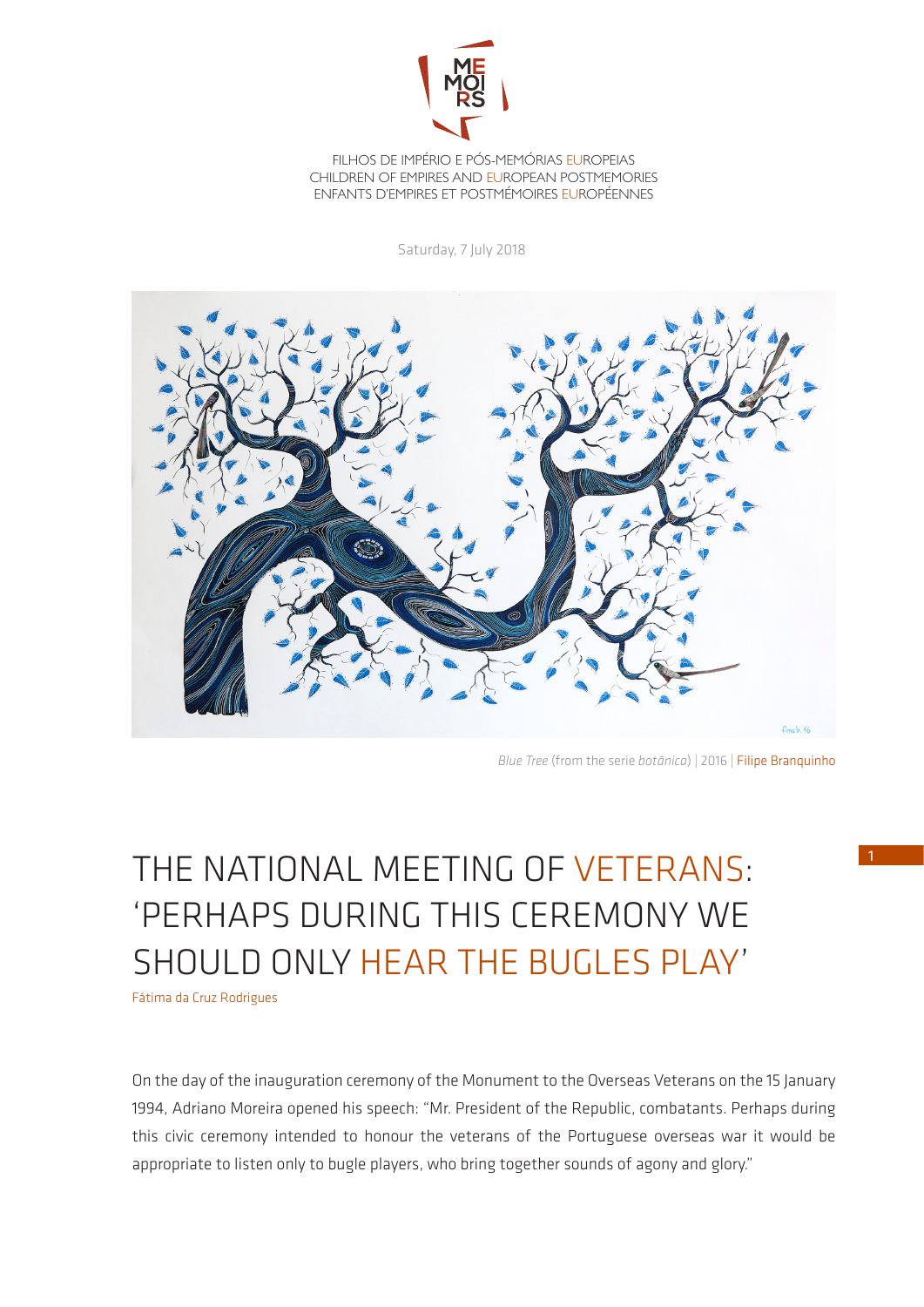FILHOS DE IMPÉRIO E PÓS-MEMÓRIAS EUROPEIAS
CHILDREN OF EMPIRES AND EUROPEAN POSTMEMORIES
ENFANTS D'EMPIRES ET POSTMÉMOIRES EUROPÉENNES

Saturday, 7 July 2018

*Blue Tree* (from the serie *botânica*) | 2016 | Filipe Branquinho

# THE NATIONAL MEETING OF VETERANS: 'PERHAPS DURING THIS CEREMONY WE SHOULD ONLY HEAR THE BUGLES PLAY'

Fátima da Cruz Rodrigues

On the day of the inauguration ceremony of the Monument to the Overseas Veterans on the 15 January 1994, Adriano Moreira opened his speech: "Mr. President of the Republic, combatants. Perhaps during this civic ceremony intended to honour the veterans of the Portuguese overseas war it would be appropriate to listen only to bugle players, who bring together sounds of agony and glory."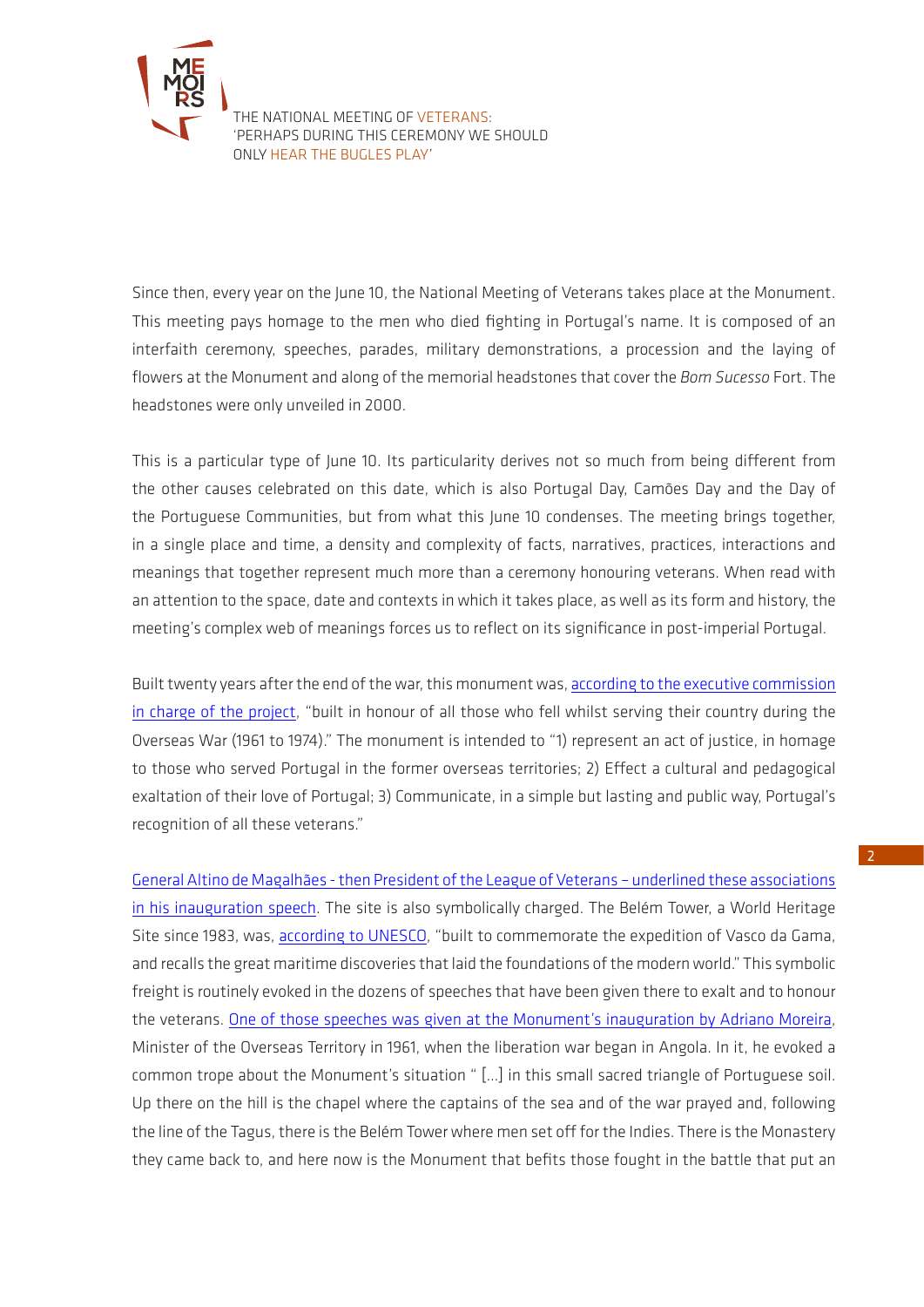Since then, every year on the June 10, the National Meeting of Veterans takes place at the Monument. This meeting pays homage to the men who died fighting in Portugal's name. It is composed of an interfaith ceremony, speeches, parades, military demonstrations, a procession and the laying of flowers at the Monument and along of the memorial headstones that cover the *Bom Sucesso* Fort. The headstones were only unveiled in 2000.

This is a particular type of June 10. Its particularity derives not so much from being different from the other causes celebrated on this date, which is also Portugal Day, Camões Day and the Day of the Portuguese Communities, but from what this June 10 condenses. The meeting brings together, in a single place and time, a density and complexity of facts, narratives, practices, interactions and meanings that together represent much more than a ceremony honouring veterans. When read with an attention to the space, date and contexts in which it takes place, as well as its form and history, the meeting's complex web of meanings forces us to reflect on its significance in post-imperial Portugal.

Built twenty years after the end of the war, this monument was, according to the executive commission in charge of the project, "built in honour of all those who fell whilst serving their country during the Overseas War (1961 to 1974)." The monument is intended to "1) represent an act of justice, in homage to those who served Portugal in the former overseas territories; 2) Effect a cultural and pedagogical exaltation of their love of Portugal; 3) Communicate, in a simple but lasting and public way, Portugal's recognition of all these veterans."

General Altino de Magalhães - then President of the League of Veterans – underlined these associations in his inauguration speech. The site is also symbolically charged. The Belém Tower, a World Heritage Site since 1983, was, according to UNESCO, "built to commemorate the expedition of Vasco da Gama, and recalls the great maritime discoveries that laid the foundations of the modern world." This symbolic freight is routinely evoked in the dozens of speeches that have been given there to exalt and to honour the veterans. One of those speeches was given at the Monument's inauguration by Adriano Moreira, Minister of the Overseas Territory in 1961, when the liberation war began in Angola. In it, he evoked a common trope about the Monument's situation " [...] in this small sacred triangle of Portuguese soil. Up there on the hill is the chapel where the captains of the sea and of the war prayed and, following the line of the Tagus, there is the Belém Tower where men set off for the Indies. There is the Monastery they came back to, and here now is the Monument that befits those fought in the battle that put an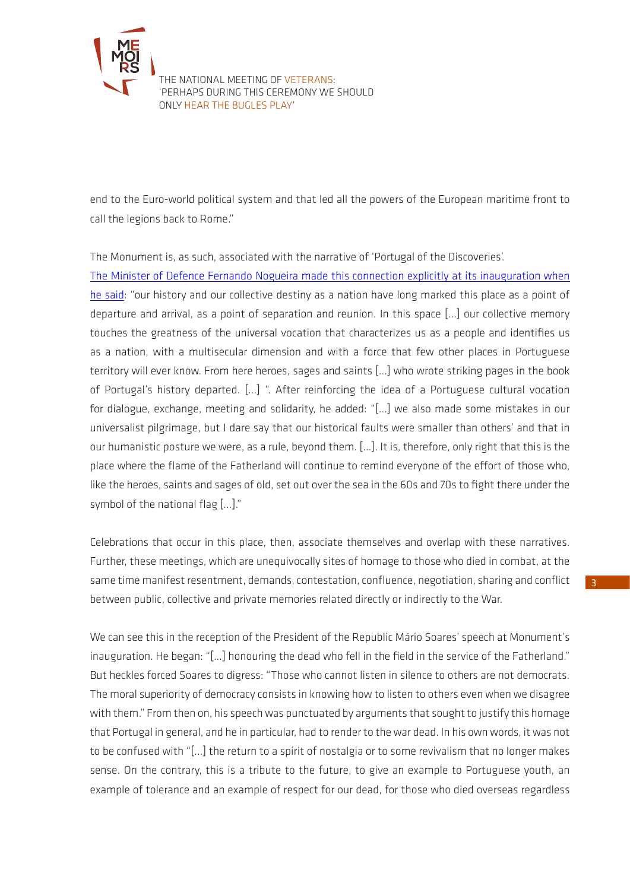end to the Euro-world political system and that led all the powers of the European maritime front to call the legions back to Rome."

The Monument is, as such, associated with the narrative of 'Portugal of the Discoveries'.

The Minister of Defence Fernando Nogueira made this connection explicitly at its inauguration when he said: "our history and our collective destiny as a nation have long marked this place as a point of departure and arrival, as a point of separation and reunion. In this space [...] our collective memory touches the greatness of the universal vocation that characterizes us as a people and identifies us as a nation, with a multisecular dimension and with a force that few other places in Portuguese territory will ever know. From here heroes, sages and saints [...] who wrote striking pages in the book of Portugal's history departed. [...] ". After reinforcing the idea of a Portuguese cultural vocation for dialogue, exchange, meeting and solidarity, he added: "[...] we also made some mistakes in our universalist pilgrimage, but I dare say that our historical faults were smaller than others' and that in our humanistic posture we were, as a rule, beyond them. [...]. It is, therefore, only right that this is the place where the flame of the Fatherland will continue to remind everyone of the effort of those who, like the heroes, saints and sages of old, set out over the sea in the 60s and 70s to fight there under the symbol of the national flag [...]."

Celebrations that occur in this place, then, associate themselves and overlap with these narratives. Further, these meetings, which are unequivocally sites of homage to those who died in combat, at the same time manifest resentment, demands, contestation, confluence, negotiation, sharing and conflict between public, collective and private memories related directly or indirectly to the War.

We can see this in the reception of the President of the Republic Mário Soares' speech at Monument's inauguration. He began: "[...] honouring the dead who fell in the field in the service of the Fatherland." But heckles forced Soares to digress: "Those who cannot listen in silence to others are not democrats. The moral superiority of democracy consists in knowing how to listen to others even when we disagree with them." From then on, his speech was punctuated by arguments that sought to justify this homage that Portugal in general, and he in particular, had to render to the war dead. In his own words, it was not to be confused with "[...] the return to a spirit of nostalgia or to some revivalism that no longer makes sense. On the contrary, this is a tribute to the future, to give an example to Portuguese youth, an example of tolerance and an example of respect for our dead, for those who died overseas regardless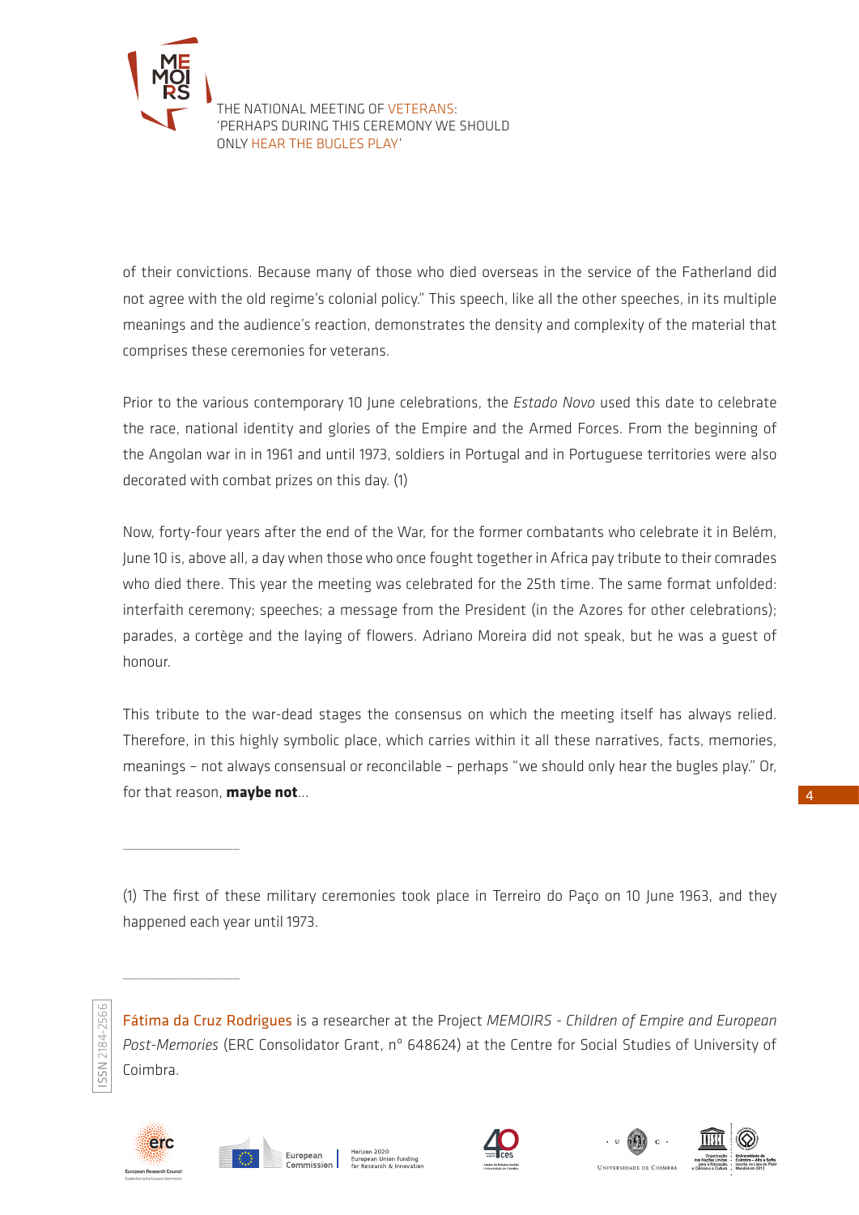of their convictions. Because many of those who died overseas in the service of the Fatherland did not agree with the old regime's colonial policy." This speech, like all the other speeches, in its multiple meanings and the audience's reaction, demonstrates the density and complexity of the material that comprises these ceremonies for veterans.

Prior to the various contemporary 10 June celebrations, the *Estado Novo* used this date to celebrate the race, national identity and glories of the Empire and the Armed Forces. From the beginning of the Angolan war in in 1961 and until 1973, soldiers in Portugal and in Portuguese territories were also decorated with combat prizes on this day. (1)

Now, forty-four years after the end of the War, for the former combatants who celebrate it in Belém, June 10 is, above all, a day when those who once fought together in Africa pay tribute to their comrades who died there. This year the meeting was celebrated for the 25th time. The same format unfolded: interfaith ceremony; speeches; a message from the President (in the Azores for other celebrations); parades, a cortège and the laying of flowers. Adriano Moreira did not speak, but he was a guest of honour.

This tribute to the war-dead stages the consensus on which the meeting itself has always relied. Therefore, in this highly symbolic place, which carries within it all these narratives, facts, memories, meanings – not always consensual or reconcilable – perhaps "we should only hear the bugles play." Or, for that reason, **maybe not**...

---

(1) The first of these military ceremonies took place in Terreiro do Paço on 10 June 1963, and they happened each year until 1973.

---

Fátima da Cruz Rodrigues is a researcher at the Project *MEMOIRS - Children of Empire and European Post-Memories* (ERC Consolidator Grant, nº 648624) at the Centre for Social Studies of University of Coimbra.

ISSN 2184-2566